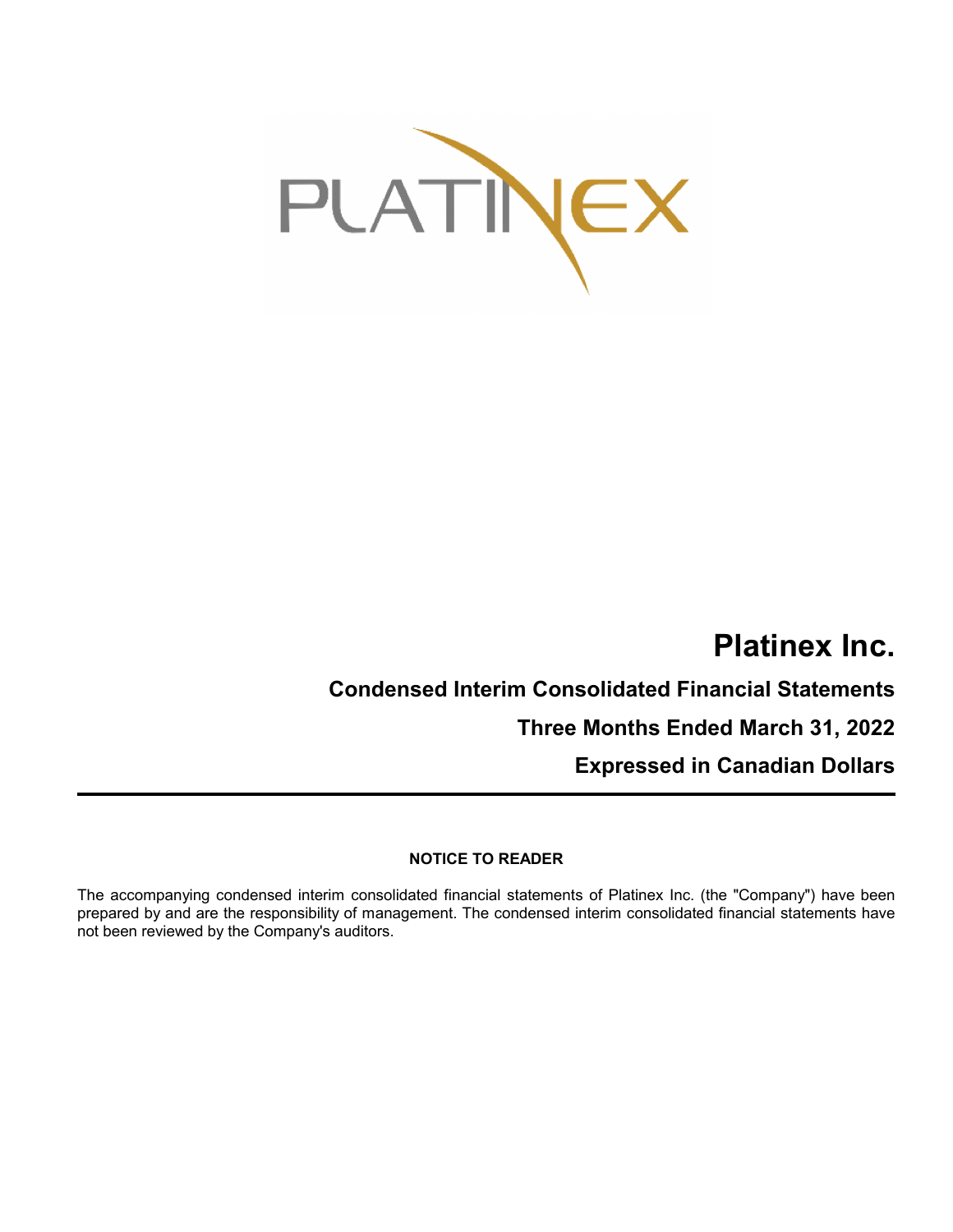# Platinex Inc.

## Condensed Interim Consolidated Financial Statements

## Three Months Ended March 31, 2022

## Expressed in Canadian Dollars

---

**NOTICE TO READER**

The accompanying condensed interim consolidated financial statements of Platinex Inc. (the "Company") have been prepared by and are the responsibility of management. The condensed interim consolidated financial statements have not been reviewed by the Company's auditors.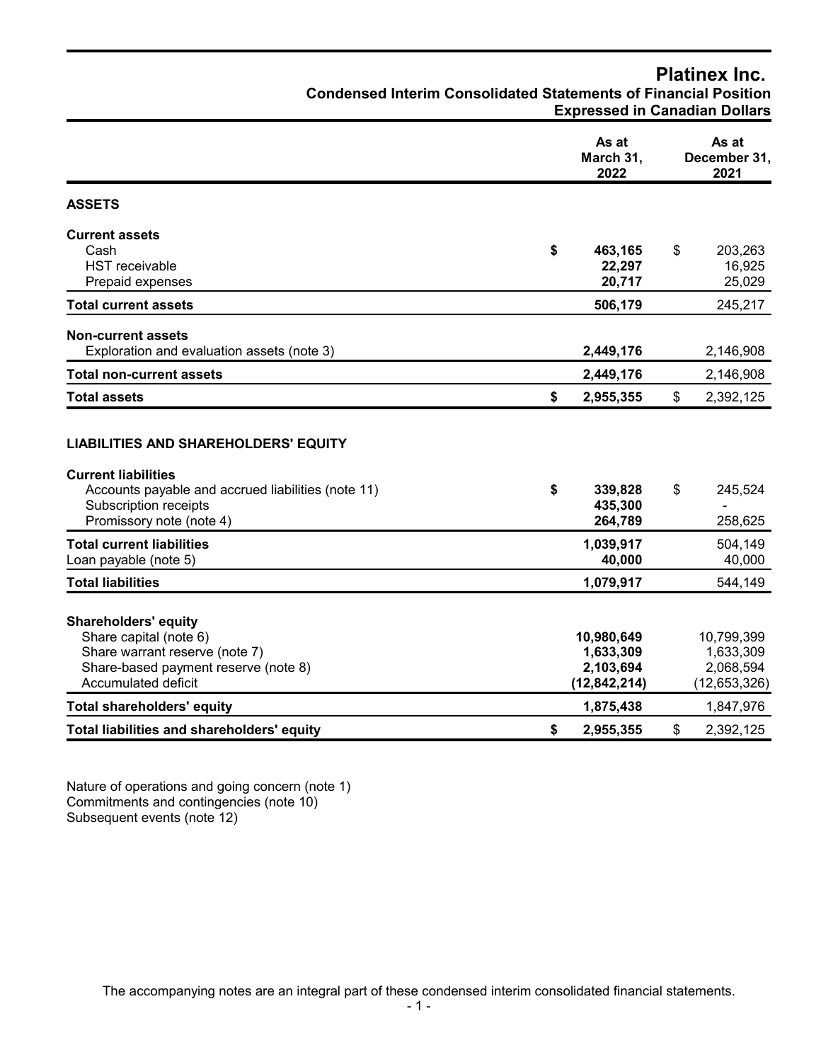# Platinex Inc.

## Condensed Interim Consolidated Statements of Financial Position

### Expressed in Canadian Dollars

| | As at March 31, 2022 | As at December 31, 2021 |
|---|---|---|
| **ASSETS** | | |
| **Current assets** | | |
| Cash | **$ 463,165** | $ 203,263 |
| HST receivable | **22,297** | 16,925 |
| Prepaid expenses | **20,717** | 25,029 |
| **Total current assets** | **506,179** | 245,217 |
| **Non-current assets** | | |
| Exploration and evaluation assets (note 3) | **2,449,176** | 2,146,908 |
| **Total non-current assets** | **2,449,176** | 2,146,908 |
| **Total assets** | **$ 2,955,355** | $ 2,392,125 |
| **LIABILITIES AND SHAREHOLDERS' EQUITY** | | |
| **Current liabilities** | | |
| Accounts payable and accrued liabilities (note 11) | **$ 339,828** | $ 245,524 |
| Subscription receipts | **435,300** | - |
| Promissory note (note 4) | **264,789** | 258,625 |
| **Total current liabilities** | **1,039,917** | 504,149 |
| Loan payable (note 5) | **40,000** | 40,000 |
| **Total liabilities** | **1,079,917** | 544,149 |
| **Shareholders' equity** | | |
| Share capital (note 6) | **10,980,649** | 10,799,399 |
| Share warrant reserve (note 7) | **1,633,309** | 1,633,309 |
| Share-based payment reserve (note 8) | **2,103,694** | 2,068,594 |
| Accumulated deficit | **(12,842,214)** | (12,653,326) |
| **Total shareholders' equity** | **1,875,438** | 1,847,976 |
| **Total liabilities and shareholders' equity** | **$ 2,955,355** | $ 2,392,125 |

Nature of operations and going concern (note 1)
Commitments and contingencies (note 10)
Subsequent events (note 12)

The accompanying notes are an integral part of these condensed interim consolidated financial statements.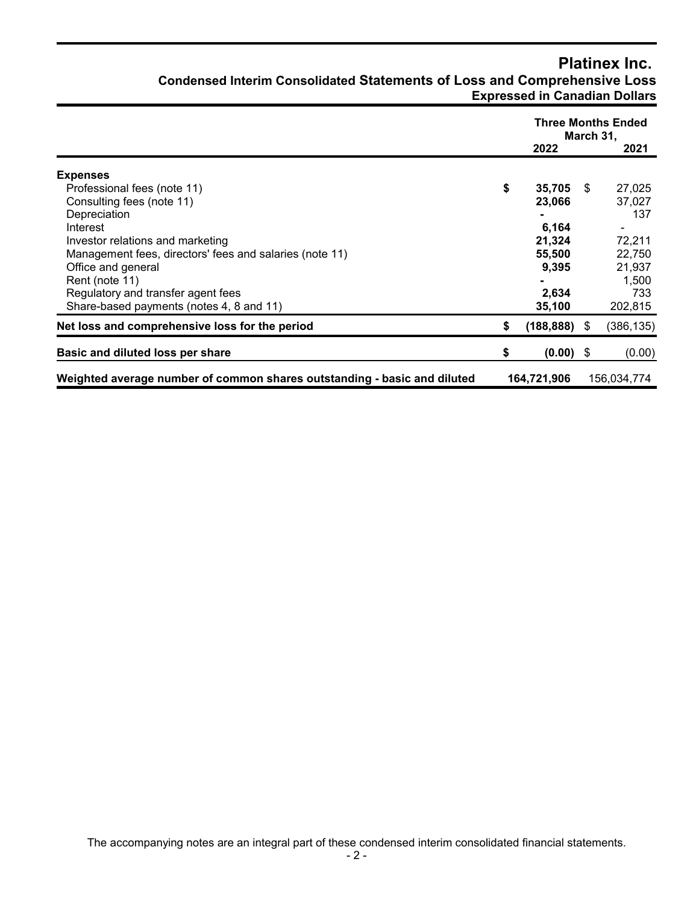# Platinex Inc.

## Condensed Interim Consolidated Statements of Loss and Comprehensive Loss

**Expressed in Canadian Dollars**

| | Three Months Ended March 31, | |
|---|---|---|
| | **2022** | **2021** |
| **Expenses** | | |
| Professional fees (note 11) | **$ 35,705** | $ 27,025 |
| Consulting fees (note 11) | **23,066** | 37,027 |
| Depreciation | **-** | 137 |
| Interest | **6,164** | - |
| Investor relations and marketing | **21,324** | 72,211 |
| Management fees, directors' fees and salaries (note 11) | **55,500** | 22,750 |
| Office and general | **9,395** | 21,937 |
| Rent (note 11) | **-** | 1,500 |
| Regulatory and transfer agent fees | **2,634** | 733 |
| Share-based payments (notes 4, 8 and 11) | **35,100** | 202,815 |
| **Net loss and comprehensive loss for the period** | **$ (188,888)** | $ (386,135) |
| **Basic and diluted loss per share** | **$ (0.00)** | $ (0.00) |
| **Weighted average number of common shares outstanding - basic and diluted** | **164,721,906** | 156,034,774 |

The accompanying notes are an integral part of these condensed interim consolidated financial statements.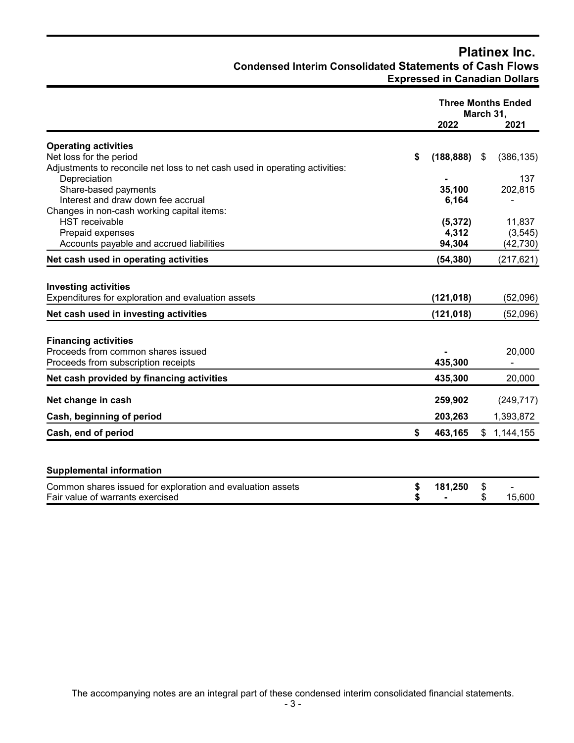# Platinex Inc.

## Condensed Interim Consolidated Statements of Cash Flows

### Expressed in Canadian Dollars

| | Three Months Ended March 31, 2022 | Three Months Ended March 31, 2021 |
|---|---|---|
| **Operating activities** | | |
| Net loss for the period | **$ (188,888)** | $ (386,135) |
| Adjustments to reconcile net loss to net cash used in operating activities: | | |
| Depreciation | **-** | 137 |
| Share-based payments | **35,100** | 202,815 |
| Interest and draw down fee accrual | **6,164** | - |
| Changes in non-cash working capital items: | | |
| HST receivable | **(5,372)** | 11,837 |
| Prepaid expenses | **4,312** | (3,545) |
| Accounts payable and accrued liabilities | **94,304** | (42,730) |
| **Net cash used in operating activities** | **(54,380)** | (217,621) |
| **Investing activities** | | |
| Expenditures for exploration and evaluation assets | **(121,018)** | (52,096) |
| **Net cash used in investing activities** | **(121,018)** | (52,096) |
| **Financing activities** | | |
| Proceeds from common shares issued | **-** | 20,000 |
| Proceeds from subscription receipts | **435,300** | - |
| **Net cash provided by financing activities** | **435,300** | 20,000 |
| **Net change in cash** | **259,902** | (249,717) |
| **Cash, beginning of period** | **203,263** | 1,393,872 |
| **Cash, end of period** | **$ 463,165** | $ 1,144,155 |

| **Supplemental information** | | |
|---|---|---|
| Common shares issued for exploration and evaluation assets | **$ 181,250** | $ - |
| Fair value of warrants exercised | **$ -** | $ 15,600 |

The accompanying notes are an integral part of these condensed interim consolidated financial statements.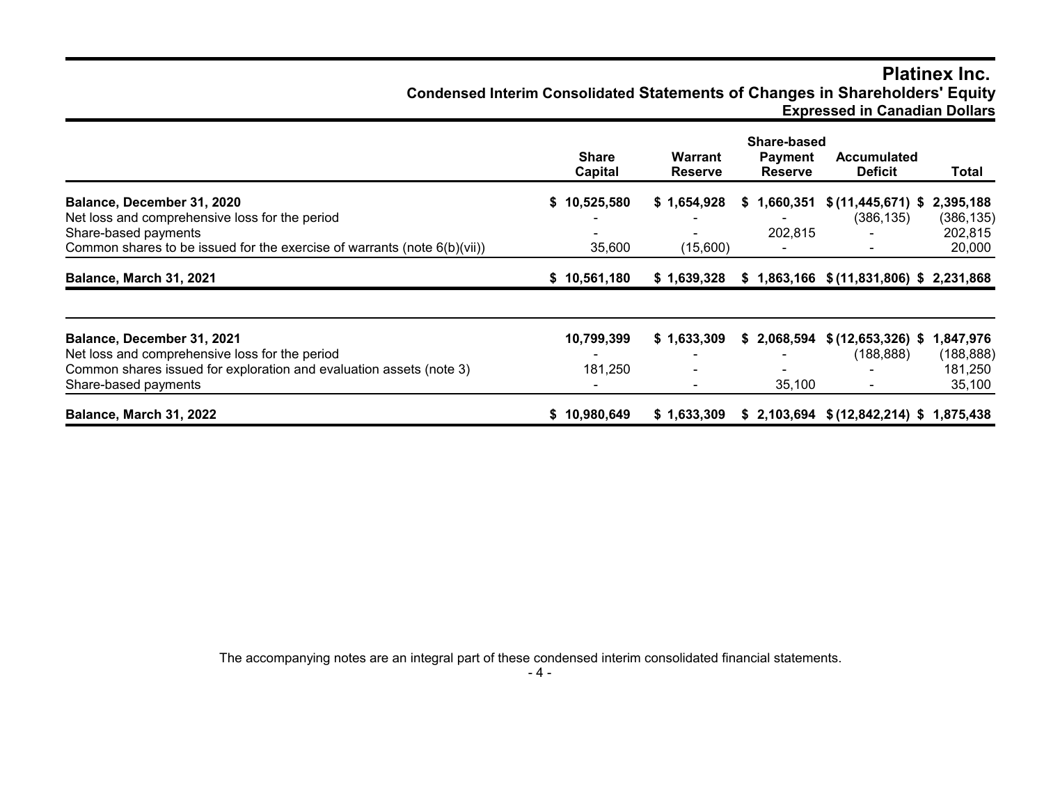# Platinex Inc.

## Condensed Interim Consolidated Statements of Changes in Shareholders' Equity

### Expressed in Canadian Dollars

| | Share Capital | Warrant Reserve | Share-based Payment Reserve | Accumulated Deficit | Total |
|---|---|---|---|---|---|
| **Balance, December 31, 2020** | **$ 10,525,580** | **$ 1,654,928** | **$ 1,660,351** | **$ (11,445,671)** | **$ 2,395,188** |
| Net loss and comprehensive loss for the period | - | - | - | (386,135) | (386,135) |
| Share-based payments | - | - | 202,815 | - | 202,815 |
| Common shares to be issued for the exercise of warrants (note 6(b)(vii)) | 35,600 | (15,600) | - | - | 20,000 |
| **Balance, March 31, 2021** | **$ 10,561,180** | **$ 1,639,328** | **$ 1,863,166** | **$ (11,831,806)** | **$ 2,231,868** |
| | | | | | |
| **Balance, December 31, 2021** | **10,799,399** | **$ 1,633,309** | **$ 2,068,594** | **$ (12,653,326)** | **$ 1,847,976** |
| Net loss and comprehensive loss for the period | - | - | - | (188,888) | (188,888) |
| Common shares issued for exploration and evaluation assets (note 3) | 181,250 | - | - | - | 181,250 |
| Share-based payments | - | - | 35,100 | - | 35,100 |
| **Balance, March 31, 2022** | **$ 10,980,649** | **$ 1,633,309** | **$ 2,103,694** | **$ (12,842,214)** | **$ 1,875,438** |

The accompanying notes are an integral part of these condensed interim consolidated financial statements.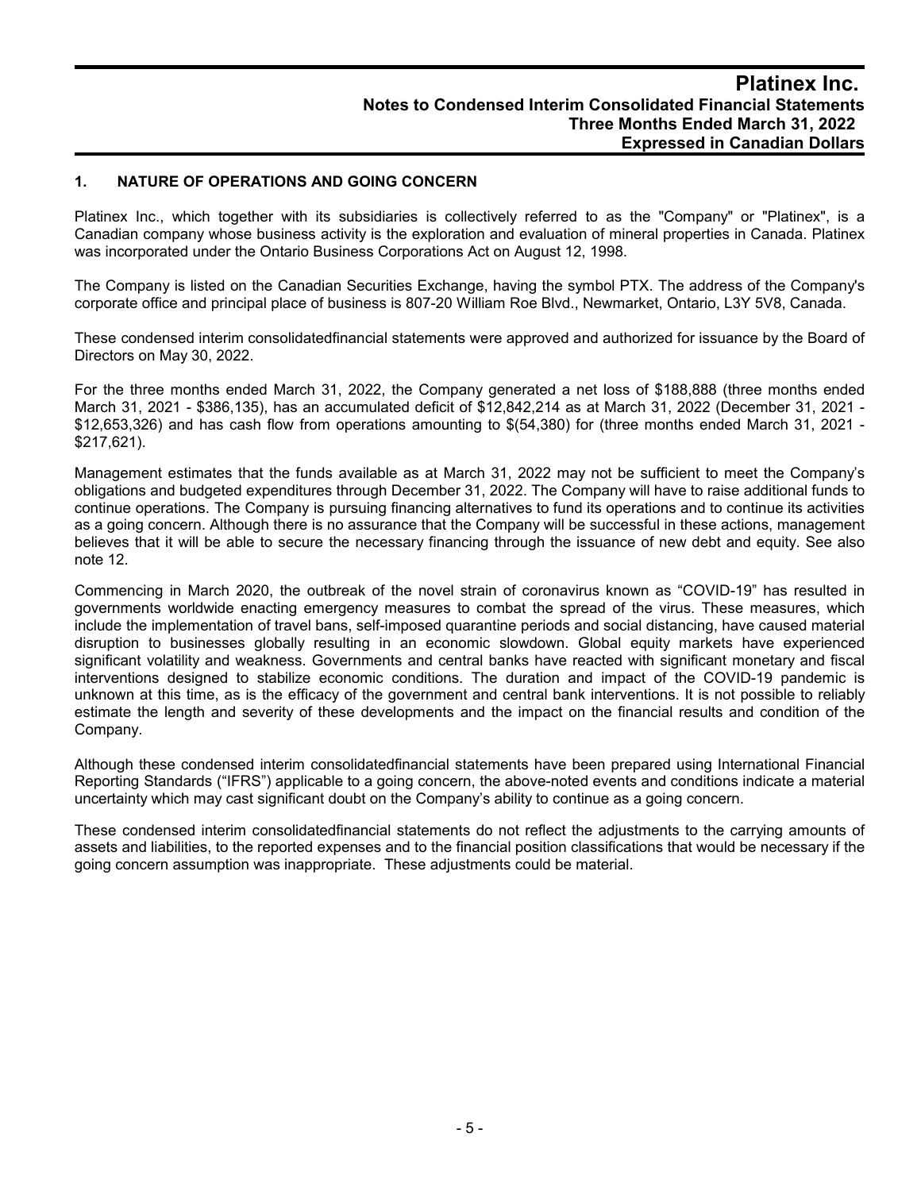## 1. NATURE OF OPERATIONS AND GOING CONCERN

Platinex Inc., which together with its subsidiaries is collectively referred to as the "Company" or "Platinex", is a Canadian company whose business activity is the exploration and evaluation of mineral properties in Canada. Platinex was incorporated under the Ontario Business Corporations Act on August 12, 1998.

The Company is listed on the Canadian Securities Exchange, having the symbol PTX. The address of the Company's corporate office and principal place of business is 807-20 William Roe Blvd., Newmarket, Ontario, L3Y 5V8, Canada.

These condensed interim consolidatedfinancial statements were approved and authorized for issuance by the Board of Directors on May 30, 2022.

For the three months ended March 31, 2022, the Company generated a net loss of $188,888 (three months ended March 31, 2021 - $386,135), has an accumulated deficit of $12,842,214 as at March 31, 2022 (December 31, 2021 - $12,653,326) and has cash flow from operations amounting to $(54,380) for (three months ended March 31, 2021 - $217,621).

Management estimates that the funds available as at March 31, 2022 may not be sufficient to meet the Company's obligations and budgeted expenditures through December 31, 2022. The Company will have to raise additional funds to continue operations. The Company is pursuing financing alternatives to fund its operations and to continue its activities as a going concern. Although there is no assurance that the Company will be successful in these actions, management believes that it will be able to secure the necessary financing through the issuance of new debt and equity. See also note 12.

Commencing in March 2020, the outbreak of the novel strain of coronavirus known as "COVID-19" has resulted in governments worldwide enacting emergency measures to combat the spread of the virus. These measures, which include the implementation of travel bans, self-imposed quarantine periods and social distancing, have caused material disruption to businesses globally resulting in an economic slowdown. Global equity markets have experienced significant volatility and weakness. Governments and central banks have reacted with significant monetary and fiscal interventions designed to stabilize economic conditions. The duration and impact of the COVID-19 pandemic is unknown at this time, as is the efficacy of the government and central bank interventions. It is not possible to reliably estimate the length and severity of these developments and the impact on the financial results and condition of the Company.

Although these condensed interim consolidatedfinancial statements have been prepared using International Financial Reporting Standards ("IFRS") applicable to a going concern, the above-noted events and conditions indicate a material uncertainty which may cast significant doubt on the Company's ability to continue as a going concern.

These condensed interim consolidatedfinancial statements do not reflect the adjustments to the carrying amounts of assets and liabilities, to the reported expenses and to the financial position classifications that would be necessary if the going concern assumption was inappropriate. These adjustments could be material.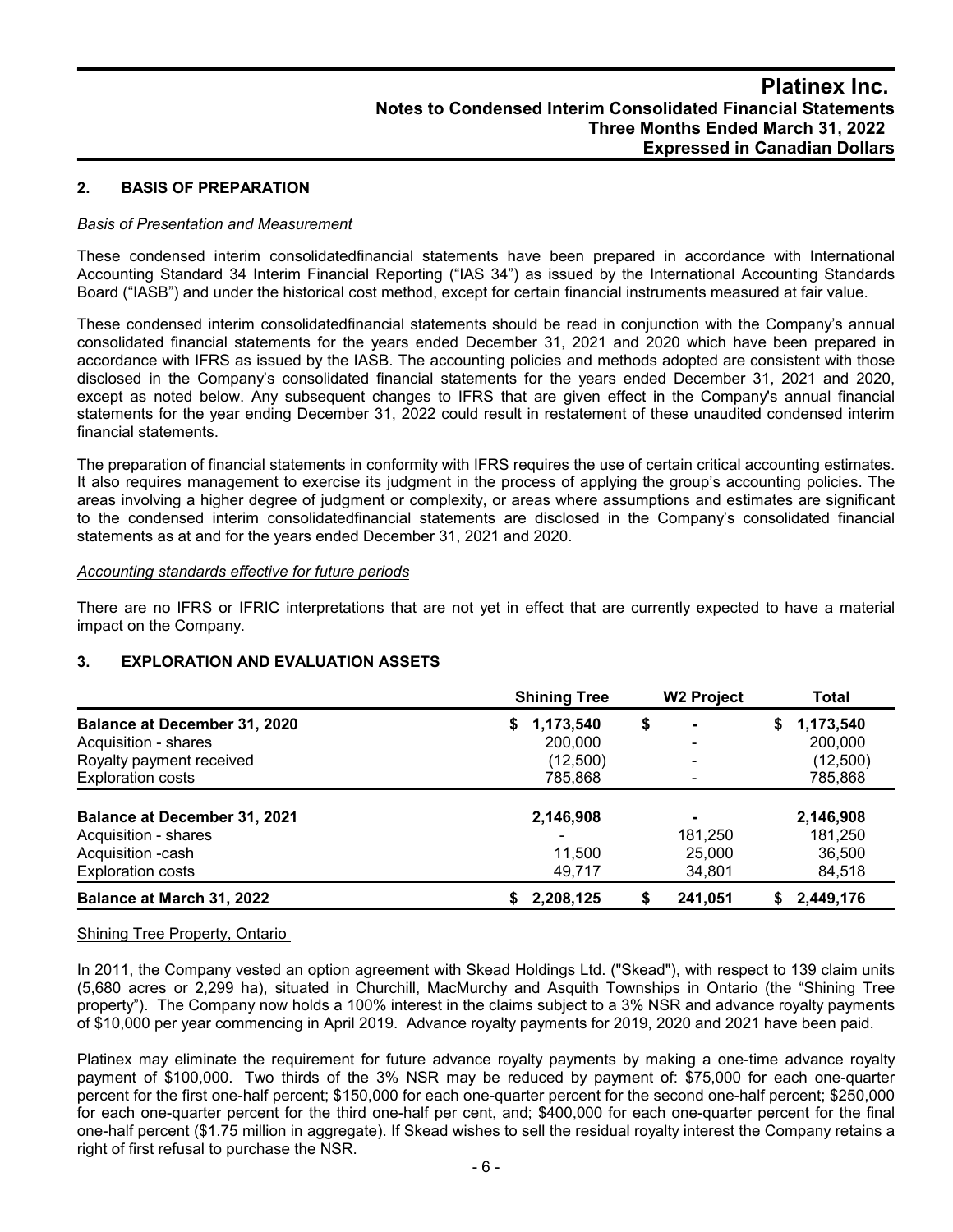## 2. BASIS OF PREPARATION

*Basis of Presentation and Measurement*

These condensed interim consolidatedfinancial statements have been prepared in accordance with International Accounting Standard 34 Interim Financial Reporting ("IAS 34") as issued by the International Accounting Standards Board ("IASB") and under the historical cost method, except for certain financial instruments measured at fair value.

These condensed interim consolidatedfinancial statements should be read in conjunction with the Company's annual consolidated financial statements for the years ended December 31, 2021 and 2020 which have been prepared in accordance with IFRS as issued by the IASB. The accounting policies and methods adopted are consistent with those disclosed in the Company's consolidated financial statements for the years ended December 31, 2021 and 2020, except as noted below. Any subsequent changes to IFRS that are given effect in the Company's annual financial statements for the year ending December 31, 2022 could result in restatement of these unaudited condensed interim financial statements.

The preparation of financial statements in conformity with IFRS requires the use of certain critical accounting estimates. It also requires management to exercise its judgment in the process of applying the group's accounting policies. The areas involving a higher degree of judgment or complexity, or areas where assumptions and estimates are significant to the condensed interim consolidatedfinancial statements are disclosed in the Company's consolidated financial statements as at and for the years ended December 31, 2021 and 2020.

*Accounting standards effective for future periods*

There are no IFRS or IFRIC interpretations that are not yet in effect that are currently expected to have a material impact on the Company.

## 3. EXPLORATION AND EVALUATION ASSETS

| | Shining Tree | W2 Project | Total |
|---|---|---|---|
| **Balance at December 31, 2020** | $ 1,173,540 | $ - | $ 1,173,540 |
| Acquisition - shares | 200,000 | - | 200,000 |
| Royalty payment received | (12,500) | - | (12,500) |
| Exploration costs | 785,868 | - | 785,868 |
| **Balance at December 31, 2021** | 2,146,908 | - | 2,146,908 |
| Acquisition - shares | - | 181,250 | 181,250 |
| Acquisition -cash | 11,500 | 25,000 | 36,500 |
| Exploration costs | 49,717 | 34,801 | 84,518 |
| **Balance at March 31, 2022** | $ 2,208,125 | $ 241,051 | $ 2,449,176 |

Shining Tree Property, Ontario

In 2011, the Company vested an option agreement with Skead Holdings Ltd. ("Skead"), with respect to 139 claim units (5,680 acres or 2,299 ha), situated in Churchill, MacMurchy and Asquith Townships in Ontario (the "Shining Tree property"). The Company now holds a 100% interest in the claims subject to a 3% NSR and advance royalty payments of $10,000 per year commencing in April 2019. Advance royalty payments for 2019, 2020 and 2021 have been paid.

Platinex may eliminate the requirement for future advance royalty payments by making a one-time advance royalty payment of $100,000. Two thirds of the 3% NSR may be reduced by payment of: $75,000 for each one-quarter percent for the first one-half percent; $150,000 for each one-quarter percent for the second one-half percent; $250,000 for each one-quarter percent for the third one-half per cent, and; $400,000 for each one-quarter percent for the final one-half percent ($1.75 million in aggregate). If Skead wishes to sell the residual royalty interest the Company retains a right of first refusal to purchase the NSR.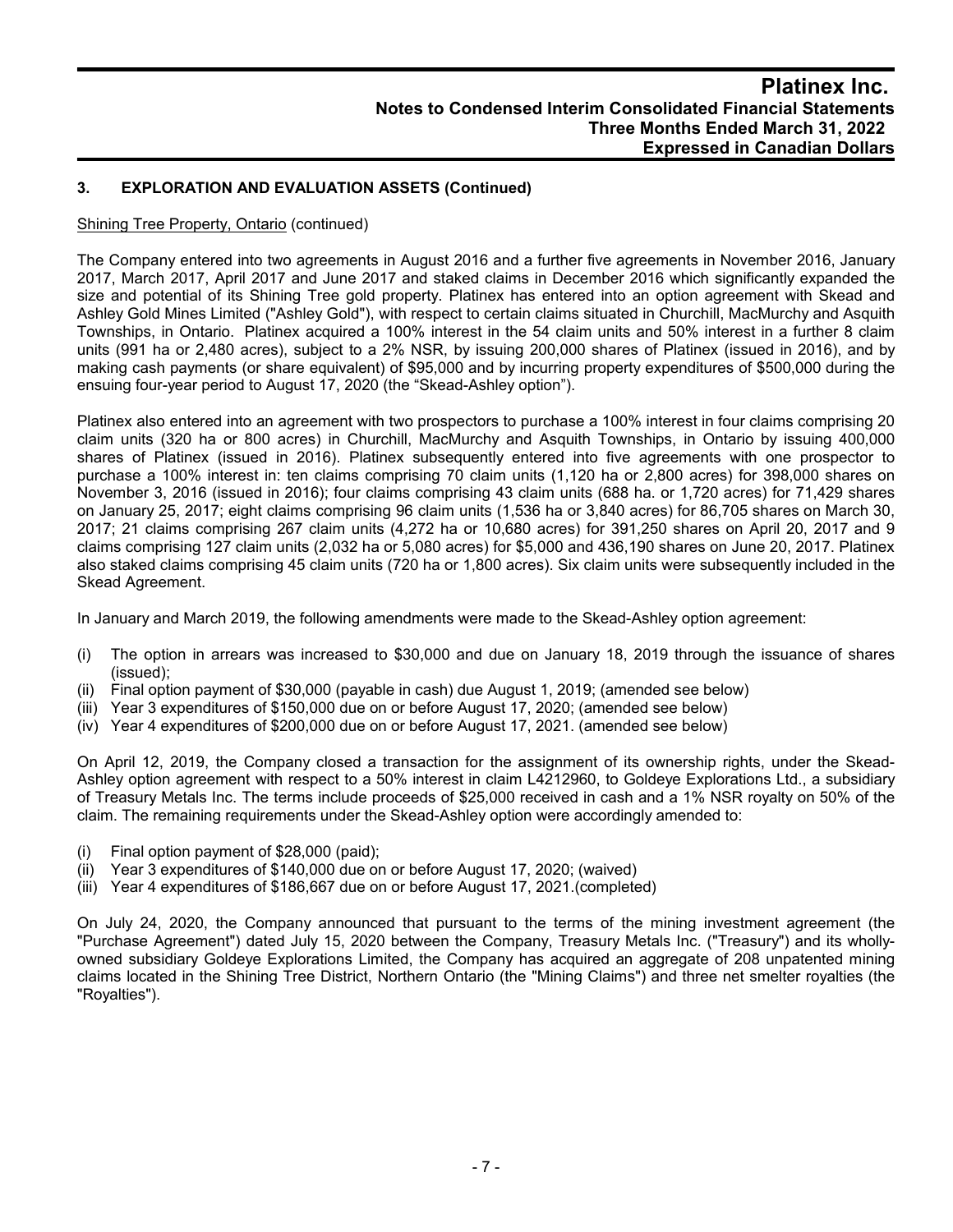## 3. EXPLORATION AND EVALUATION ASSETS (Continued)

Shining Tree Property, Ontario (continued)

The Company entered into two agreements in August 2016 and a further five agreements in November 2016, January 2017, March 2017, April 2017 and June 2017 and staked claims in December 2016 which significantly expanded the size and potential of its Shining Tree gold property. Platinex has entered into an option agreement with Skead and Ashley Gold Mines Limited ("Ashley Gold"), with respect to certain claims situated in Churchill, MacMurchy and Asquith Townships, in Ontario. Platinex acquired a 100% interest in the 54 claim units and 50% interest in a further 8 claim units (991 ha or 2,480 acres), subject to a 2% NSR, by issuing 200,000 shares of Platinex (issued in 2016), and by making cash payments (or share equivalent) of $95,000 and by incurring property expenditures of $500,000 during the ensuing four-year period to August 17, 2020 (the "Skead-Ashley option").

Platinex also entered into an agreement with two prospectors to purchase a 100% interest in four claims comprising 20 claim units (320 ha or 800 acres) in Churchill, MacMurchy and Asquith Townships, in Ontario by issuing 400,000 shares of Platinex (issued in 2016). Platinex subsequently entered into five agreements with one prospector to purchase a 100% interest in: ten claims comprising 70 claim units (1,120 ha or 2,800 acres) for 398,000 shares on November 3, 2016 (issued in 2016); four claims comprising 43 claim units (688 ha. or 1,720 acres) for 71,429 shares on January 25, 2017; eight claims comprising 96 claim units (1,536 ha or 3,840 acres) for 86,705 shares on March 30, 2017; 21 claims comprising 267 claim units (4,272 ha or 10,680 acres) for 391,250 shares on April 20, 2017 and 9 claims comprising 127 claim units (2,032 ha or 5,080 acres) for $5,000 and 436,190 shares on June 20, 2017. Platinex also staked claims comprising 45 claim units (720 ha or 1,800 acres). Six claim units were subsequently included in the Skead Agreement.

In January and March 2019, the following amendments were made to the Skead-Ashley option agreement:

(i) The option in arrears was increased to $30,000 and due on January 18, 2019 through the issuance of shares (issued);
(ii) Final option payment of $30,000 (payable in cash) due August 1, 2019; (amended see below)
(iii) Year 3 expenditures of $150,000 due on or before August 17, 2020; (amended see below)
(iv) Year 4 expenditures of $200,000 due on or before August 17, 2021. (amended see below)

On April 12, 2019, the Company closed a transaction for the assignment of its ownership rights, under the Skead-Ashley option agreement with respect to a 50% interest in claim L4212960, to Goldeye Explorations Ltd., a subsidiary of Treasury Metals Inc. The terms include proceeds of $25,000 received in cash and a 1% NSR royalty on 50% of the claim. The remaining requirements under the Skead-Ashley option were accordingly amended to:

(i) Final option payment of $28,000 (paid);
(ii) Year 3 expenditures of $140,000 due on or before August 17, 2020; (waived)
(iii) Year 4 expenditures of $186,667 due on or before August 17, 2021.(completed)

On July 24, 2020, the Company announced that pursuant to the terms of the mining investment agreement (the "Purchase Agreement") dated July 15, 2020 between the Company, Treasury Metals Inc. ("Treasury") and its wholly-owned subsidiary Goldeye Explorations Limited, the Company has acquired an aggregate of 208 unpatented mining claims located in the Shining Tree District, Northern Ontario (the "Mining Claims") and three net smelter royalties (the "Royalties").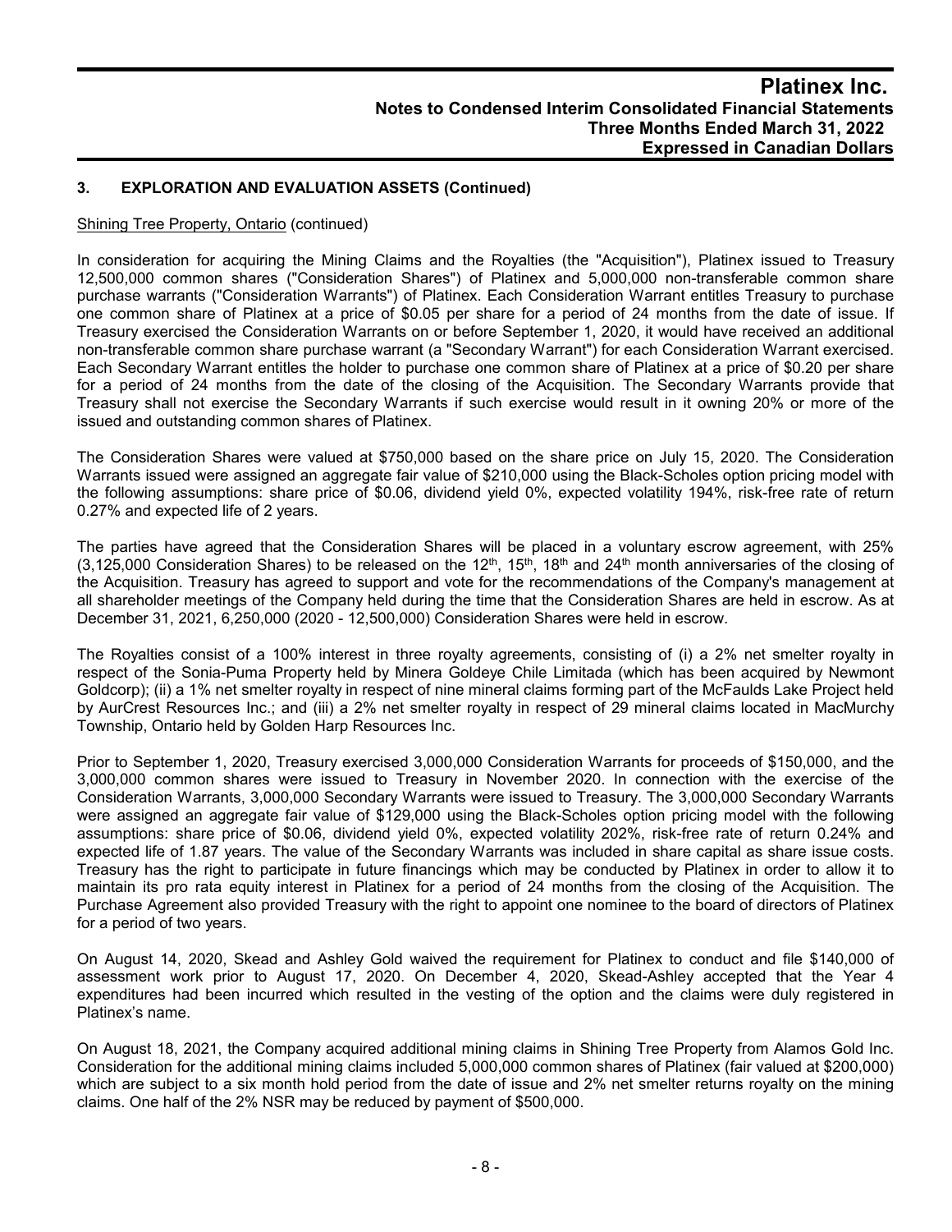### 3. EXPLORATION AND EVALUATION ASSETS (Continued)

Shining Tree Property, Ontario (continued)

In consideration for acquiring the Mining Claims and the Royalties (the "Acquisition"), Platinex issued to Treasury 12,500,000 common shares ("Consideration Shares") of Platinex and 5,000,000 non-transferable common share purchase warrants ("Consideration Warrants") of Platinex. Each Consideration Warrant entitles Treasury to purchase one common share of Platinex at a price of \$0.05 per share for a period of 24 months from the date of issue. If Treasury exercised the Consideration Warrants on or before September 1, 2020, it would have received an additional non-transferable common share purchase warrant (a "Secondary Warrant") for each Consideration Warrant exercised. Each Secondary Warrant entitles the holder to purchase one common share of Platinex at a price of \$0.20 per share for a period of 24 months from the date of the closing of the Acquisition. The Secondary Warrants provide that Treasury shall not exercise the Secondary Warrants if such exercise would result in it owning 20% or more of the issued and outstanding common shares of Platinex.

The Consideration Shares were valued at \$750,000 based on the share price on July 15, 2020. The Consideration Warrants issued were assigned an aggregate fair value of \$210,000 using the Black-Scholes option pricing model with the following assumptions: share price of \$0.06, dividend yield 0%, expected volatility 194%, risk-free rate of return 0.27% and expected life of 2 years.

The parties have agreed that the Consideration Shares will be placed in a voluntary escrow agreement, with 25% (3,125,000 Consideration Shares) to be released on the 12th, 15th, 18th and 24th month anniversaries of the closing of the Acquisition. Treasury has agreed to support and vote for the recommendations of the Company's management at all shareholder meetings of the Company held during the time that the Consideration Shares are held in escrow. As at December 31, 2021, 6,250,000 (2020 - 12,500,000) Consideration Shares were held in escrow.

The Royalties consist of a 100% interest in three royalty agreements, consisting of (i) a 2% net smelter royalty in respect of the Sonia-Puma Property held by Minera Goldeye Chile Limitada (which has been acquired by Newmont Goldcorp); (ii) a 1% net smelter royalty in respect of nine mineral claims forming part of the McFaulds Lake Project held by AurCrest Resources Inc.; and (iii) a 2% net smelter royalty in respect of 29 mineral claims located in MacMurchy Township, Ontario held by Golden Harp Resources Inc.

Prior to September 1, 2020, Treasury exercised 3,000,000 Consideration Warrants for proceeds of \$150,000, and the 3,000,000 common shares were issued to Treasury in November 2020. In connection with the exercise of the Consideration Warrants, 3,000,000 Secondary Warrants were issued to Treasury. The 3,000,000 Secondary Warrants were assigned an aggregate fair value of \$129,000 using the Black-Scholes option pricing model with the following assumptions: share price of \$0.06, dividend yield 0%, expected volatility 202%, risk-free rate of return 0.24% and expected life of 1.87 years. The value of the Secondary Warrants was included in share capital as share issue costs. Treasury has the right to participate in future financings which may be conducted by Platinex in order to allow it to maintain its pro rata equity interest in Platinex for a period of 24 months from the closing of the Acquisition. The Purchase Agreement also provided Treasury with the right to appoint one nominee to the board of directors of Platinex for a period of two years.

On August 14, 2020, Skead and Ashley Gold waived the requirement for Platinex to conduct and file \$140,000 of assessment work prior to August 17, 2020. On December 4, 2020, Skead-Ashley accepted that the Year 4 expenditures had been incurred which resulted in the vesting of the option and the claims were duly registered in Platinex's name.

On August 18, 2021, the Company acquired additional mining claims in Shining Tree Property from Alamos Gold Inc. Consideration for the additional mining claims included 5,000,000 common shares of Platinex (fair valued at \$200,000) which are subject to a six month hold period from the date of issue and 2% net smelter returns royalty on the mining claims. One half of the 2% NSR may be reduced by payment of \$500,000.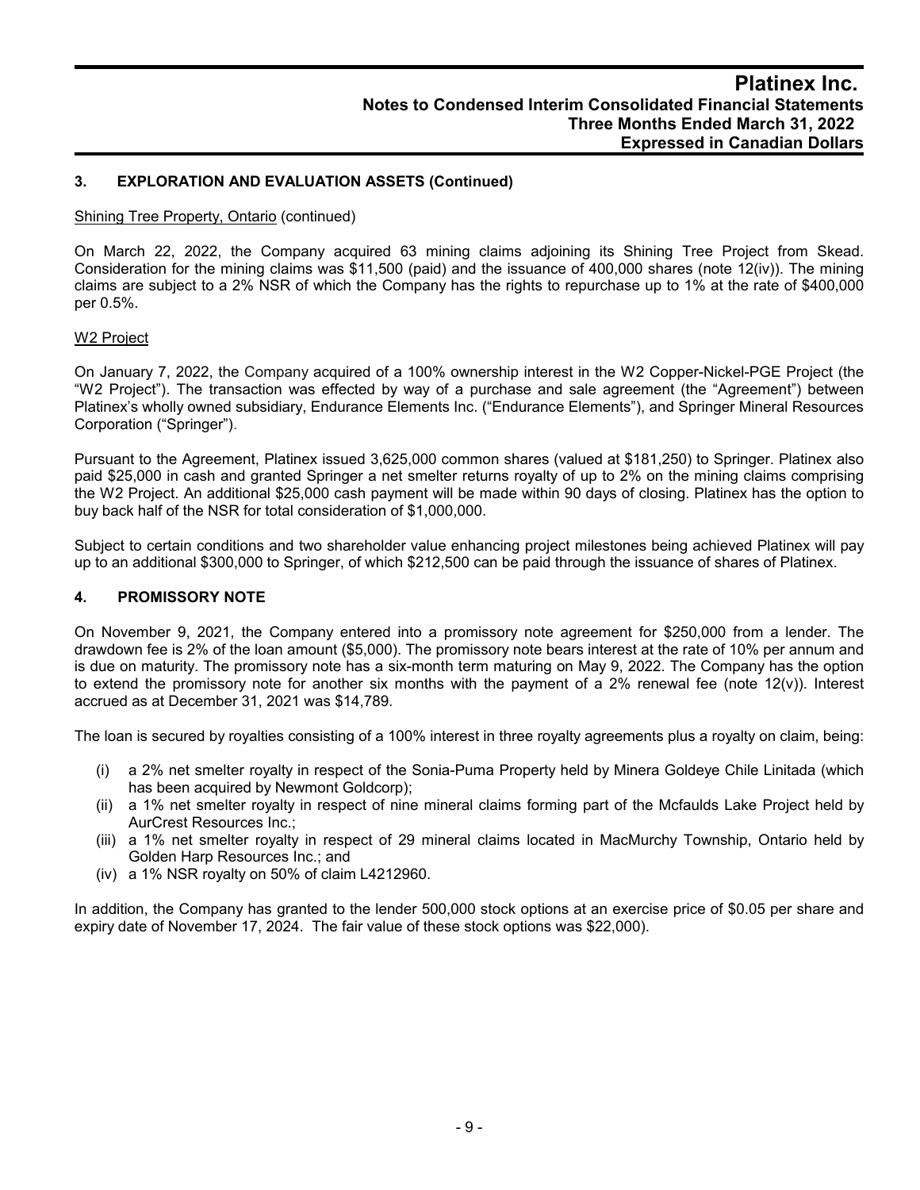## 3. EXPLORATION AND EVALUATION ASSETS (Continued)

Shining Tree Property, Ontario (continued)

On March 22, 2022, the Company acquired 63 mining claims adjoining its Shining Tree Project from Skead. Consideration for the mining claims was $11,500 (paid) and the issuance of 400,000 shares (note 12(iv)). The mining claims are subject to a 2% NSR of which the Company has the rights to repurchase up to 1% at the rate of $400,000 per 0.5%.

W2 Project

On January 7, 2022, the Company acquired of a 100% ownership interest in the W2 Copper-Nickel-PGE Project (the "W2 Project"). The transaction was effected by way of a purchase and sale agreement (the "Agreement") between Platinex's wholly owned subsidiary, Endurance Elements Inc. ("Endurance Elements"), and Springer Mineral Resources Corporation ("Springer").

Pursuant to the Agreement, Platinex issued 3,625,000 common shares (valued at $181,250) to Springer. Platinex also paid $25,000 in cash and granted Springer a net smelter returns royalty of up to 2% on the mining claims comprising the W2 Project. An additional $25,000 cash payment will be made within 90 days of closing. Platinex has the option to buy back half of the NSR for total consideration of $1,000,000.

Subject to certain conditions and two shareholder value enhancing project milestones being achieved Platinex will pay up to an additional $300,000 to Springer, of which $212,500 can be paid through the issuance of shares of Platinex.

## 4. PROMISSORY NOTE

On November 9, 2021, the Company entered into a promissory note agreement for $250,000 from a lender. The drawdown fee is 2% of the loan amount ($5,000). The promissory note bears interest at the rate of 10% per annum and is due on maturity. The promissory note has a six-month term maturing on May 9, 2022. The Company has the option to extend the promissory note for another six months with the payment of a 2% renewal fee (note 12(v)). Interest accrued as at December 31, 2021 was $14,789.

The loan is secured by royalties consisting of a 100% interest in three royalty agreements plus a royalty on claim, being:

(i) a 2% net smelter royalty in respect of the Sonia-Puma Property held by Minera Goldeye Chile Linitada (which has been acquired by Newmont Goldcorp);
(ii) a 1% net smelter royalty in respect of nine mineral claims forming part of the Mcfaulds Lake Project held by AurCrest Resources Inc.;
(iii) a 1% net smelter royalty in respect of 29 mineral claims located in MacMurchy Township, Ontario held by Golden Harp Resources Inc.; and
(iv) a 1% NSR royalty on 50% of claim L4212960.

In addition, the Company has granted to the lender 500,000 stock options at an exercise price of $0.05 per share and expiry date of November 17, 2024. The fair value of these stock options was $22,000).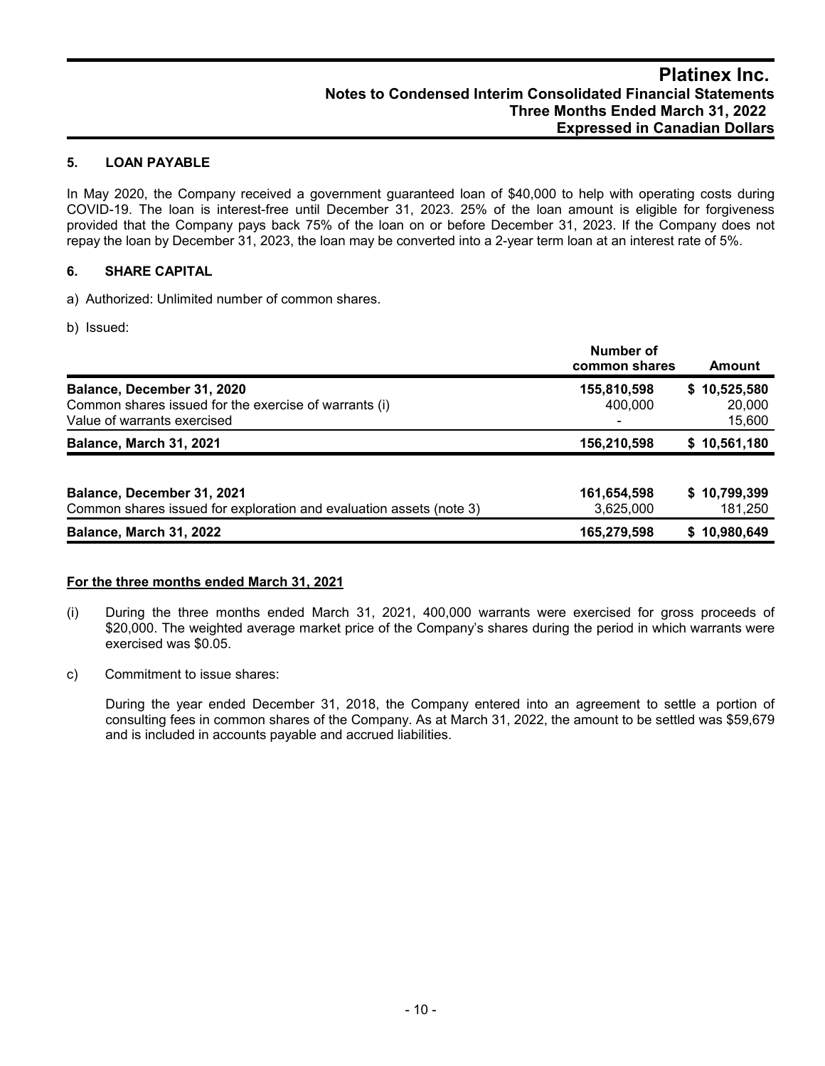## 5. LOAN PAYABLE

In May 2020, the Company received a government guaranteed loan of $40,000 to help with operating costs during COVID-19. The loan is interest-free until December 31, 2023. 25% of the loan amount is eligible for forgiveness provided that the Company pays back 75% of the loan on or before December 31, 2023. If the Company does not repay the loan by December 31, 2023, the loan may be converted into a 2-year term loan at an interest rate of 5%.

## 6. SHARE CAPITAL

a) Authorized: Unlimited number of common shares.

b) Issued:

| | Number of common shares | Amount |
|---|---|---|
| **Balance, December 31, 2020** | **155,810,598** | **$ 10,525,580** |
| Common shares issued for the exercise of warrants (i) | 400,000 | 20,000 |
| Value of warrants exercised | - | 15,600 |
| **Balance, March 31, 2021** | **156,210,598** | **$ 10,561,180** |
| | | |
| **Balance, December 31, 2021** | **161,654,598** | **$ 10,799,399** |
| Common shares issued for exploration and evaluation assets (note 3) | 3,625,000 | 181,250 |
| **Balance, March 31, 2022** | **165,279,598** | **$ 10,980,649** |

**For the three months ended March 31, 2021**

(i) During the three months ended March 31, 2021, 400,000 warrants were exercised for gross proceeds of $20,000. The weighted average market price of the Company's shares during the period in which warrants were exercised was $0.05.

c) Commitment to issue shares:

During the year ended December 31, 2018, the Company entered into an agreement to settle a portion of consulting fees in common shares of the Company. As at March 31, 2022, the amount to be settled was $59,679 and is included in accounts payable and accrued liabilities.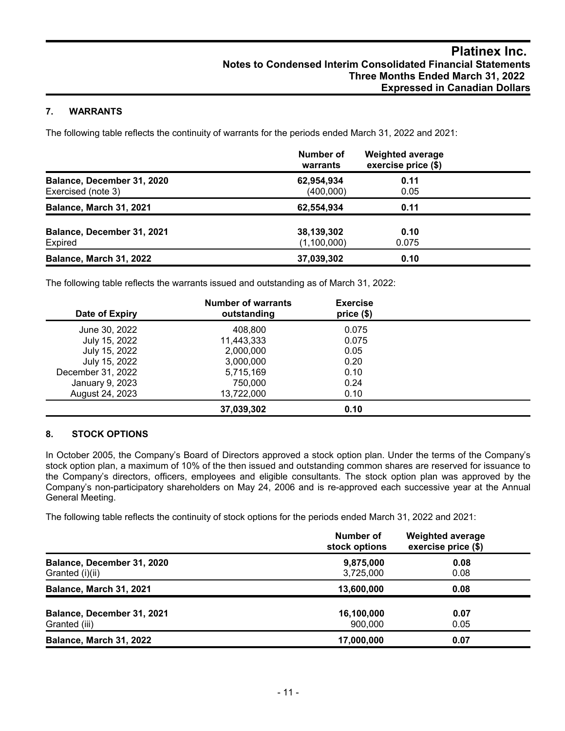## 7. WARRANTS

The following table reflects the continuity of warrants for the periods ended March 31, 2022 and 2021:

| | Number of warrants | Weighted average exercise price ($) |
|---|---|---|
| **Balance, December 31, 2020** | **62,954,934** | **0.11** |
| Exercised (note 3) | (400,000) | 0.05 |
| **Balance, March 31, 2021** | **62,554,934** | **0.11** |
| **Balance, December 31, 2021** | **38,139,302** | **0.10** |
| Expired | (1,100,000) | 0.075 |
| **Balance, March 31, 2022** | **37,039,302** | **0.10** |

The following table reflects the warrants issued and outstanding as of March 31, 2022:

| Date of Expiry | Number of warrants outstanding | Exercise price ($) |
|---|---|---|
| June 30, 2022 | 408,800 | 0.075 |
| July 15, 2022 | 11,443,333 | 0.075 |
| July 15, 2022 | 2,000,000 | 0.05 |
| July 15, 2022 | 3,000,000 | 0.20 |
| December 31, 2022 | 5,715,169 | 0.10 |
| January 9, 2023 | 750,000 | 0.24 |
| August 24, 2023 | 13,722,000 | 0.10 |
| | **37,039,302** | **0.10** |

## 8. STOCK OPTIONS

In October 2005, the Company's Board of Directors approved a stock option plan. Under the terms of the Company's stock option plan, a maximum of 10% of the then issued and outstanding common shares are reserved for issuance to the Company's directors, officers, employees and eligible consultants. The stock option plan was approved by the Company's non-participatory shareholders on May 24, 2006 and is re-approved each successive year at the Annual General Meeting.

The following table reflects the continuity of stock options for the periods ended March 31, 2022 and 2021:

| | Number of stock options | Weighted average exercise price ($) |
|---|---|---|
| **Balance, December 31, 2020** | **9,875,000** | **0.08** |
| Granted (i)(ii) | 3,725,000 | 0.08 |
| **Balance, March 31, 2021** | **13,600,000** | **0.08** |
| **Balance, December 31, 2021** | **16,100,000** | **0.07** |
| Granted (iii) | 900,000 | 0.05 |
| **Balance, March 31, 2022** | **17,000,000** | **0.07** |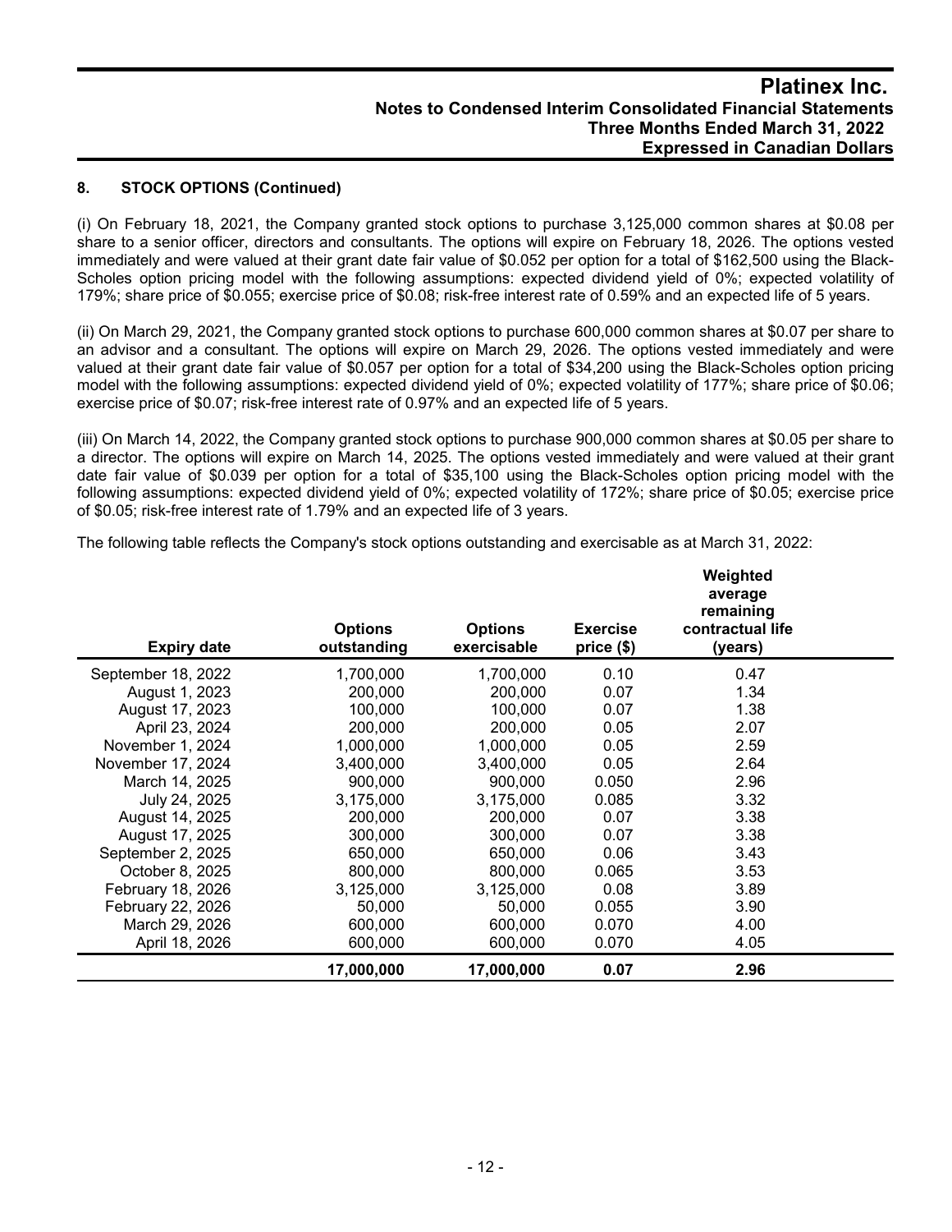## 8. STOCK OPTIONS (Continued)

(i) On February 18, 2021, the Company granted stock options to purchase 3,125,000 common shares at $0.08 per share to a senior officer, directors and consultants. The options will expire on February 18, 2026. The options vested immediately and were valued at their grant date fair value of $0.052 per option for a total of $162,500 using the Black-Scholes option pricing model with the following assumptions: expected dividend yield of 0%; expected volatility of 179%; share price of $0.055; exercise price of $0.08; risk-free interest rate of 0.59% and an expected life of 5 years.

(ii) On March 29, 2021, the Company granted stock options to purchase 600,000 common shares at $0.07 per share to an advisor and a consultant. The options will expire on March 29, 2026. The options vested immediately and were valued at their grant date fair value of $0.057 per option for a total of $34,200 using the Black-Scholes option pricing model with the following assumptions: expected dividend yield of 0%; expected volatility of 177%; share price of $0.06; exercise price of $0.07; risk-free interest rate of 0.97% and an expected life of 5 years.

(iii) On March 14, 2022, the Company granted stock options to purchase 900,000 common shares at $0.05 per share to a director. The options will expire on March 14, 2025. The options vested immediately and were valued at their grant date fair value of $0.039 per option for a total of $35,100 using the Black-Scholes option pricing model with the following assumptions: expected dividend yield of 0%; expected volatility of 172%; share price of $0.05; exercise price of $0.05; risk-free interest rate of 1.79% and an expected life of 3 years.

The following table reflects the Company's stock options outstanding and exercisable as at March 31, 2022:

| Expiry date | Options outstanding | Options exercisable | Exercise price ($) | Weighted average remaining contractual life (years) |
|---|---|---|---|---|
| September 18, 2022 | 1,700,000 | 1,700,000 | 0.10 | 0.47 |
| August 1, 2023 | 200,000 | 200,000 | 0.07 | 1.34 |
| August 17, 2023 | 100,000 | 100,000 | 0.07 | 1.38 |
| April 23, 2024 | 200,000 | 200,000 | 0.05 | 2.07 |
| November 1, 2024 | 1,000,000 | 1,000,000 | 0.05 | 2.59 |
| November 17, 2024 | 3,400,000 | 3,400,000 | 0.05 | 2.64 |
| March 14, 2025 | 900,000 | 900,000 | 0.050 | 2.96 |
| July 24, 2025 | 3,175,000 | 3,175,000 | 0.085 | 3.32 |
| August 14, 2025 | 200,000 | 200,000 | 0.07 | 3.38 |
| August 17, 2025 | 300,000 | 300,000 | 0.07 | 3.38 |
| September 2, 2025 | 650,000 | 650,000 | 0.06 | 3.43 |
| October 8, 2025 | 800,000 | 800,000 | 0.065 | 3.53 |
| February 18, 2026 | 3,125,000 | 3,125,000 | 0.08 | 3.89 |
| February 22, 2026 | 50,000 | 50,000 | 0.055 | 3.90 |
| March 29, 2026 | 600,000 | 600,000 | 0.070 | 4.00 |
| April 18, 2026 | 600,000 | 600,000 | 0.070 | 4.05 |
| | **17,000,000** | **17,000,000** | **0.07** | **2.96** |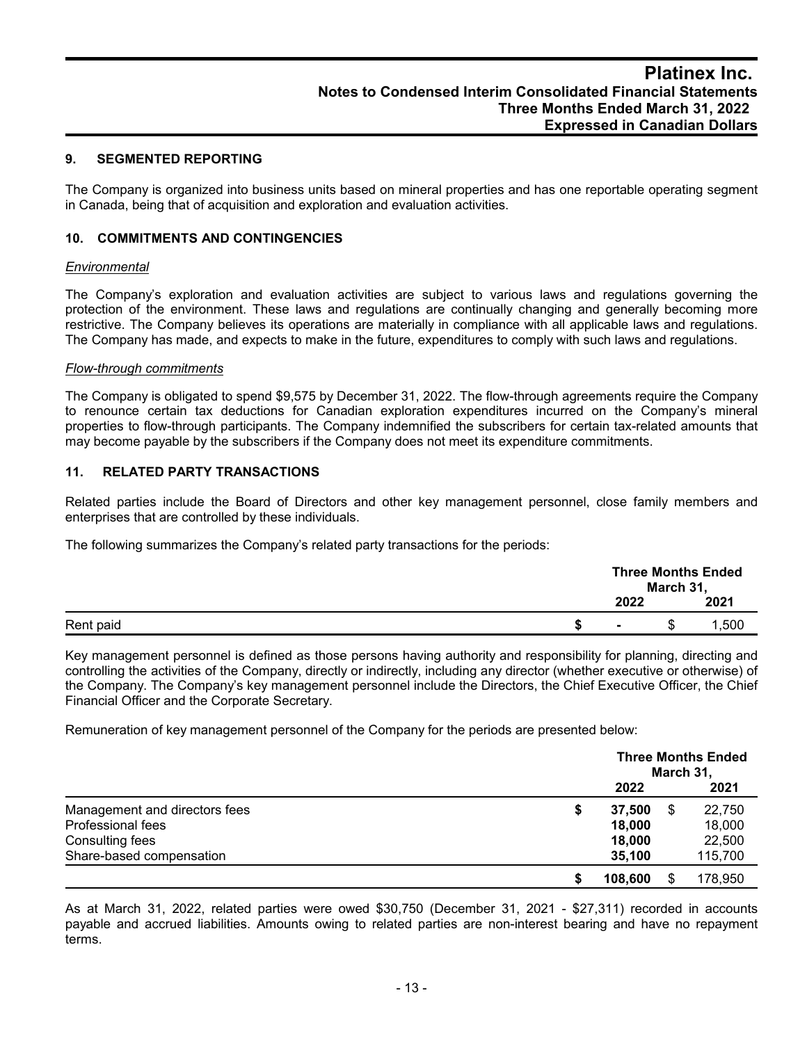## 9. SEGMENTED REPORTING

The Company is organized into business units based on mineral properties and has one reportable operating segment in Canada, being that of acquisition and exploration and evaluation activities.

## 10. COMMITMENTS AND CONTINGENCIES

*Environmental*

The Company's exploration and evaluation activities are subject to various laws and regulations governing the protection of the environment. These laws and regulations are continually changing and generally becoming more restrictive. The Company believes its operations are materially in compliance with all applicable laws and regulations. The Company has made, and expects to make in the future, expenditures to comply with such laws and regulations.

*Flow-through commitments*

The Company is obligated to spend $9,575 by December 31, 2022. The flow-through agreements require the Company to renounce certain tax deductions for Canadian exploration expenditures incurred on the Company's mineral properties to flow-through participants. The Company indemnified the subscribers for certain tax-related amounts that may become payable by the subscribers if the Company does not meet its expenditure commitments.

## 11. RELATED PARTY TRANSACTIONS

Related parties include the Board of Directors and other key management personnel, close family members and enterprises that are controlled by these individuals.

The following summarizes the Company's related party transactions for the periods:

| | Three Months Ended March 31, | |
|---|---|---|
| | **2022** | **2021** |
| Rent paid | **$ -** | $ 1,500 |

Key management personnel is defined as those persons having authority and responsibility for planning, directing and controlling the activities of the Company, directly or indirectly, including any director (whether executive or otherwise) of the Company. The Company's key management personnel include the Directors, the Chief Executive Officer, the Chief Financial Officer and the Corporate Secretary.

Remuneration of key management personnel of the Company for the periods are presented below:

| | Three Months Ended March 31, | |
|---|---|---|
| | **2022** | **2021** |
| Management and directors fees | **$ 37,500** | $ 22,750 |
| Professional fees | **18,000** | 18,000 |
| Consulting fees | **18,000** | 22,500 |
| Share-based compensation | **35,100** | 115,700 |
| | **$ 108,600** | $ 178,950 |

As at March 31, 2022, related parties were owed $30,750 (December 31, 2021 - $27,311) recorded in accounts payable and accrued liabilities. Amounts owing to related parties are non-interest bearing and have no repayment terms.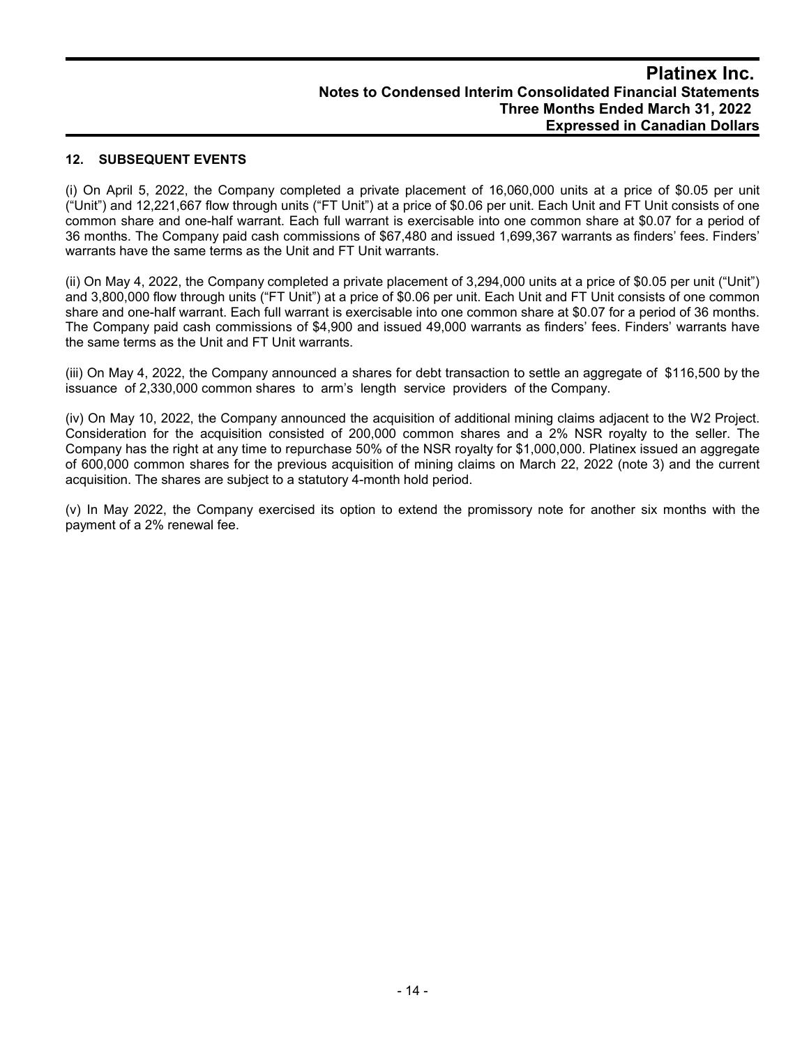## 12. SUBSEQUENT EVENTS

(i) On April 5, 2022, the Company completed a private placement of 16,060,000 units at a price of $0.05 per unit ("Unit") and 12,221,667 flow through units ("FT Unit") at a price of $0.06 per unit. Each Unit and FT Unit consists of one common share and one-half warrant. Each full warrant is exercisable into one common share at $0.07 for a period of 36 months. The Company paid cash commissions of $67,480 and issued 1,699,367 warrants as finders' fees. Finders' warrants have the same terms as the Unit and FT Unit warrants.

(ii) On May 4, 2022, the Company completed a private placement of 3,294,000 units at a price of $0.05 per unit ("Unit") and 3,800,000 flow through units ("FT Unit") at a price of $0.06 per unit. Each Unit and FT Unit consists of one common share and one-half warrant. Each full warrant is exercisable into one common share at $0.07 for a period of 36 months. The Company paid cash commissions of $4,900 and issued 49,000 warrants as finders' fees. Finders' warrants have the same terms as the Unit and FT Unit warrants.

(iii) On May 4, 2022, the Company announced a shares for debt transaction to settle an aggregate of $116,500 by the issuance of 2,330,000 common shares to arm's length service providers of the Company.

(iv) On May 10, 2022, the Company announced the acquisition of additional mining claims adjacent to the W2 Project. Consideration for the acquisition consisted of 200,000 common shares and a 2% NSR royalty to the seller. The Company has the right at any time to repurchase 50% of the NSR royalty for $1,000,000. Platinex issued an aggregate of 600,000 common shares for the previous acquisition of mining claims on March 22, 2022 (note 3) and the current acquisition. The shares are subject to a statutory 4-month hold period.

(v) In May 2022, the Company exercised its option to extend the promissory note for another six months with the payment of a 2% renewal fee.